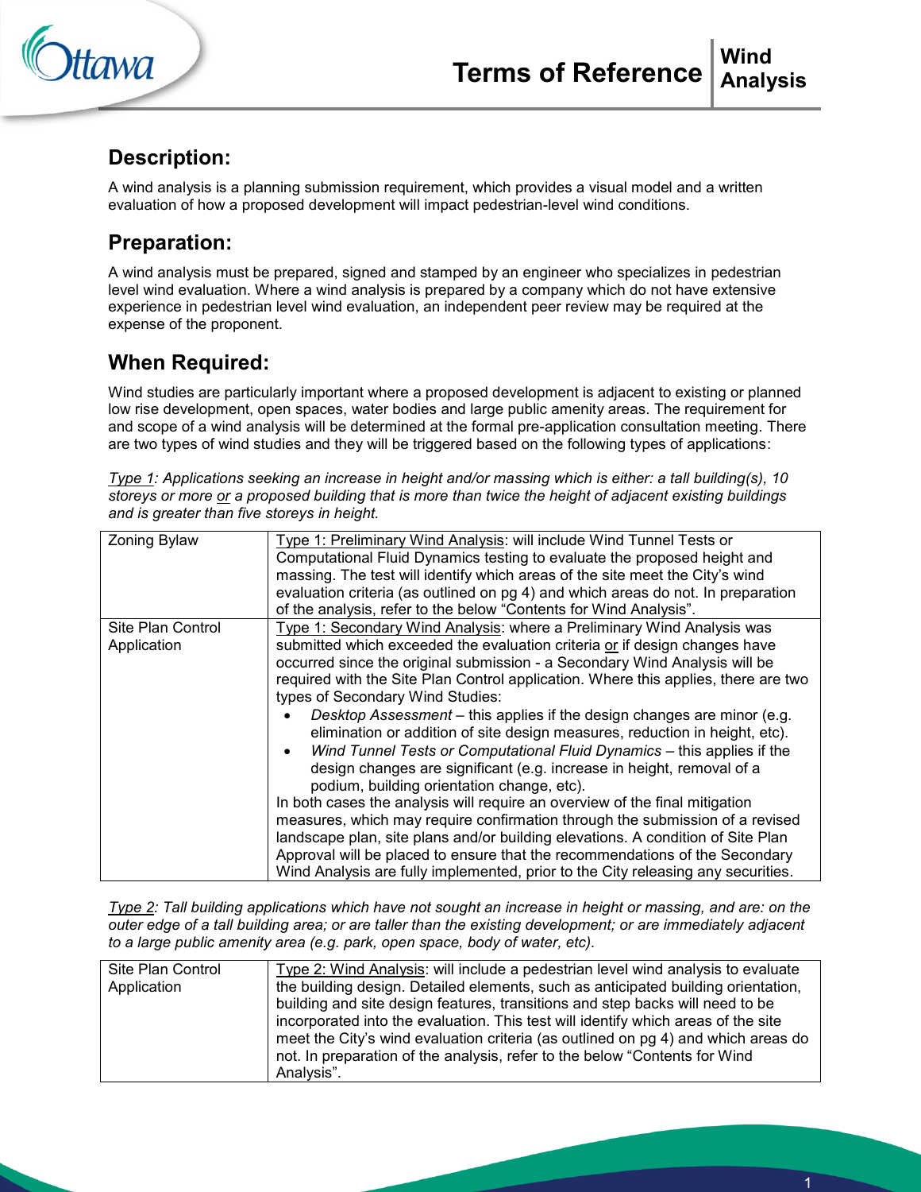# Terms of Reference — Wind Analysis

## Description:

A wind analysis is a planning submission requirement, which provides a visual model and a written evaluation of how a proposed development will impact pedestrian-level wind conditions.

## Preparation:

A wind analysis must be prepared, signed and stamped by an engineer who specializes in pedestrian level wind evaluation. Where a wind analysis is prepared by a company which do not have extensive experience in pedestrian level wind evaluation, an independent peer review may be required at the expense of the proponent.

## When Required:

Wind studies are particularly important where a proposed development is adjacent to existing or planned low rise development, open spaces, water bodies and large public amenity areas. The requirement for and scope of a wind analysis will be determined at the formal pre-application consultation meeting. There are two types of wind studies and they will be triggered based on the following types of applications:

*Type 1: Applications seeking an increase in height and/or massing which is either: a tall building(s), 10 storeys or more or a proposed building that is more than twice the height of adjacent existing buildings and is greater than five storeys in height.*

| | |
|---|---|
| Zoning Bylaw | Type 1: Preliminary Wind Analysis: will include Wind Tunnel Tests or Computational Fluid Dynamics testing to evaluate the proposed height and massing. The test will identify which areas of the site meet the City's wind evaluation criteria (as outlined on pg 4) and which areas do not. In preparation of the analysis, refer to the below "Contents for Wind Analysis". |
| Site Plan Control Application | Type 1: Secondary Wind Analysis: where a Preliminary Wind Analysis was submitted which exceeded the evaluation criteria or if design changes have occurred since the original submission - a Secondary Wind Analysis will be required with the Site Plan Control application. Where this applies, there are two types of Secondary Wind Studies:<br>• *Desktop Assessment* – this applies if the design changes are minor (e.g. elimination or addition of site design measures, reduction in height, etc).<br>• *Wind Tunnel Tests or Computational Fluid Dynamics* – this applies if the design changes are significant (e.g. increase in height, removal of a podium, building orientation change, etc).<br>In both cases the analysis will require an overview of the final mitigation measures, which may require confirmation through the submission of a revised landscape plan, site plans and/or building elevations. A condition of Site Plan Approval will be placed to ensure that the recommendations of the Secondary Wind Analysis are fully implemented, prior to the City releasing any securities. |

*Type 2: Tall building applications which have not sought an increase in height or massing, and are: on the outer edge of a tall building area; or are taller than the existing development; or are immediately adjacent to a large public amenity area (e.g. park, open space, body of water, etc).*

| | |
|---|---|
| Site Plan Control Application | Type 2: Wind Analysis: will include a pedestrian level wind analysis to evaluate the building design. Detailed elements, such as anticipated building orientation, building and site design features, transitions and step backs will need to be incorporated into the evaluation. This test will identify which areas of the site meet the City's wind evaluation criteria (as outlined on pg 4) and which areas do not. In preparation of the analysis, refer to the below "Contents for Wind Analysis". |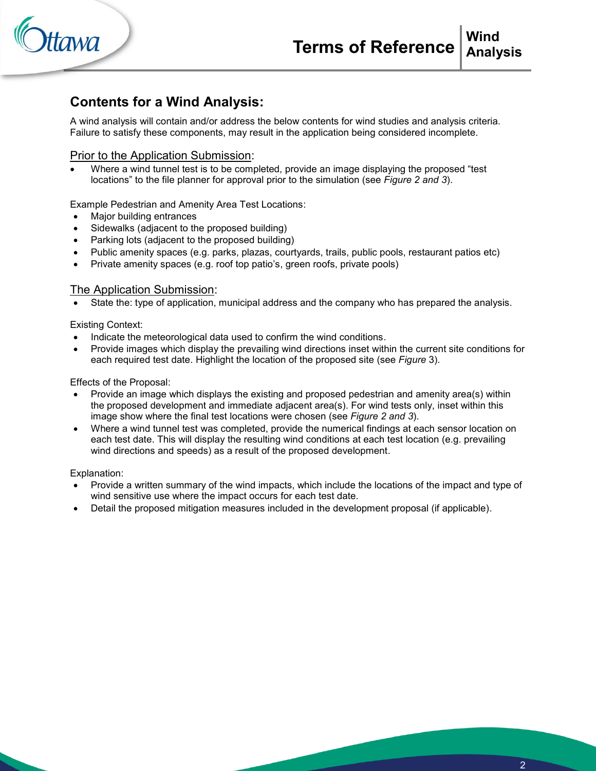## Contents for a Wind Analysis:

A wind analysis will contain and/or address the below contents for wind studies and analysis criteria. Failure to satisfy these components, may result in the application being considered incomplete.

### Prior to the Application Submission:

- Where a wind tunnel test is to be completed, provide an image displaying the proposed "test locations" to the file planner for approval prior to the simulation (see *Figure 2 and 3*).

Example Pedestrian and Amenity Area Test Locations:

- Major building entrances
- Sidewalks (adjacent to the proposed building)
- Parking lots (adjacent to the proposed building)
- Public amenity spaces (e.g. parks, plazas, courtyards, trails, public pools, restaurant patios etc)
- Private amenity spaces (e.g. roof top patio's, green roofs, private pools)

### The Application Submission:

- State the: type of application, municipal address and the company who has prepared the analysis.

Existing Context:

- Indicate the meteorological data used to confirm the wind conditions.
- Provide images which display the prevailing wind directions inset within the current site conditions for each required test date. Highlight the location of the proposed site (see *Figure* 3).

Effects of the Proposal:

- Provide an image which displays the existing and proposed pedestrian and amenity area(s) within the proposed development and immediate adjacent area(s). For wind tests only, inset within this image show where the final test locations were chosen (see *Figure 2 and 3*).
- Where a wind tunnel test was completed, provide the numerical findings at each sensor location on each test date. This will display the resulting wind conditions at each test location (e.g. prevailing wind directions and speeds) as a result of the proposed development.

Explanation:

- Provide a written summary of the wind impacts, which include the locations of the impact and type of wind sensitive use where the impact occurs for each test date.
- Detail the proposed mitigation measures included in the development proposal (if applicable).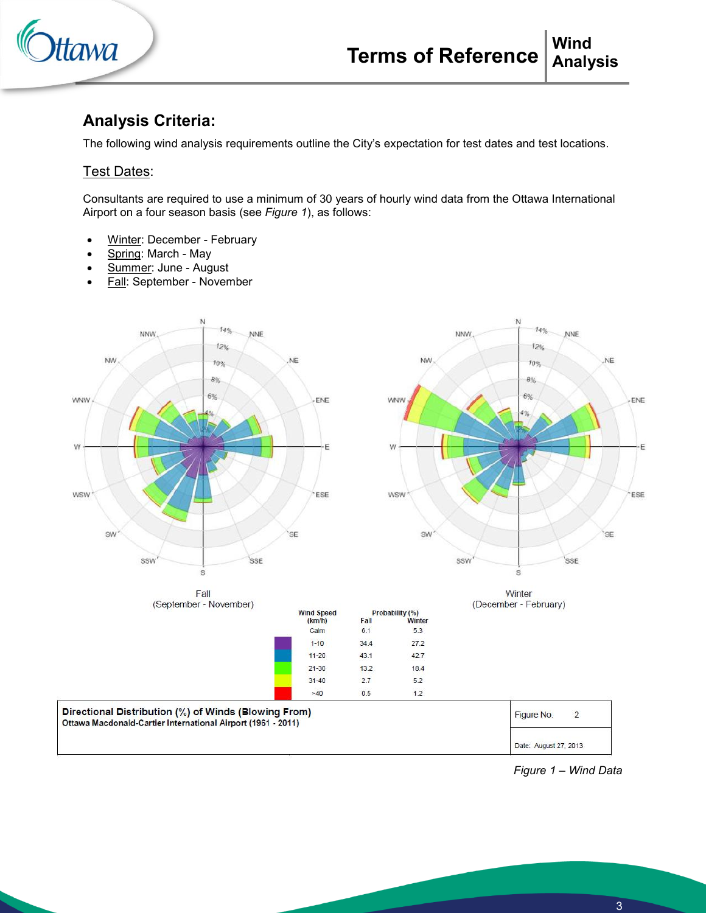## Analysis Criteria:

The following wind analysis requirements outline the City's expectation for test dates and test locations.

### Test Dates:

Consultants are required to use a minimum of 30 years of hourly wind data from the Ottawa International Airport on a four season basis (see *Figure 1*), as follows:

- Winter: December - February
- Spring: March - May
- Summer: June - August
- Fall: September - November

Fall (September - November)

Winter (December - February)

| Wind Speed (km/h) | Probability (%) Fall | Winter |
|---|---|---|
| Calm | 6.1 | 5.3 |
| 1-10 | 34.4 | 27.2 |
| 11-20 | 43.1 | 42.7 |
| 21-30 | 13.2 | 18.4 |
| 31-40 | 2.7 | 5.2 |
| >40 | 0.5 | 1.2 |

**Directional Distribution (%) of Winds (Blowing From)**
**Ottawa Macdonald-Cartier International Airport (1961 - 2011)**

Figure No. 2

Date: August 27, 2013

*Figure 1 – Wind Data*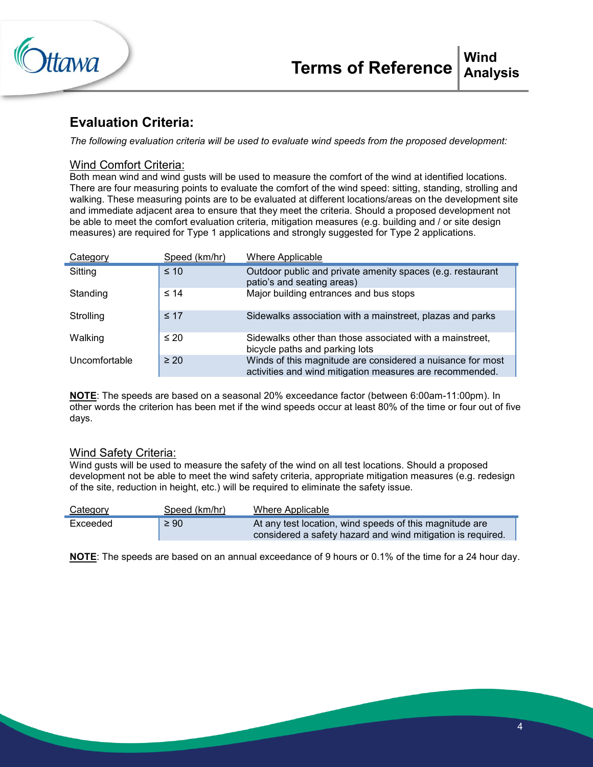## Evaluation Criteria:

*The following evaluation criteria will be used to evaluate wind speeds from the proposed development:*

### Wind Comfort Criteria:

Both mean wind and wind gusts will be used to measure the comfort of the wind at identified locations. There are four measuring points to evaluate the comfort of the wind speed: sitting, standing, strolling and walking. These measuring points are to be evaluated at different locations/areas on the development site and immediate adjacent area to ensure that they meet the criteria. Should a proposed development not be able to meet the comfort evaluation criteria, mitigation measures (e.g. building and / or site design measures) are required for Type 1 applications and strongly suggested for Type 2 applications.

| Category | Speed (km/hr) | Where Applicable |
|---|---|---|
| Sitting | ≤ 10 | Outdoor public and private amenity spaces (e.g. restaurant patio's and seating areas) |
| Standing | ≤ 14 | Major building entrances and bus stops |
| Strolling | ≤ 17 | Sidewalks association with a mainstreet, plazas and parks |
| Walking | ≤ 20 | Sidewalks other than those associated with a mainstreet, bicycle paths and parking lots |
| Uncomfortable | ≥ 20 | Winds of this magnitude are considered a nuisance for most activities and wind mitigation measures are recommended. |

**NOTE**: The speeds are based on a seasonal 20% exceedance factor (between 6:00am-11:00pm). In other words the criterion has been met if the wind speeds occur at least 80% of the time or four out of five days.

### Wind Safety Criteria:

Wind gusts will be used to measure the safety of the wind on all test locations. Should a proposed development not be able to meet the wind safety criteria, appropriate mitigation measures (e.g. redesign of the site, reduction in height, etc.) will be required to eliminate the safety issue.

| Category | Speed (km/hr) | Where Applicable |
|---|---|---|
| Exceeded | ≥ 90 | At any test location, wind speeds of this magnitude are considered a safety hazard and wind mitigation is required. |

**NOTE**: The speeds are based on an annual exceedance of 9 hours or 0.1% of the time for a 24 hour day.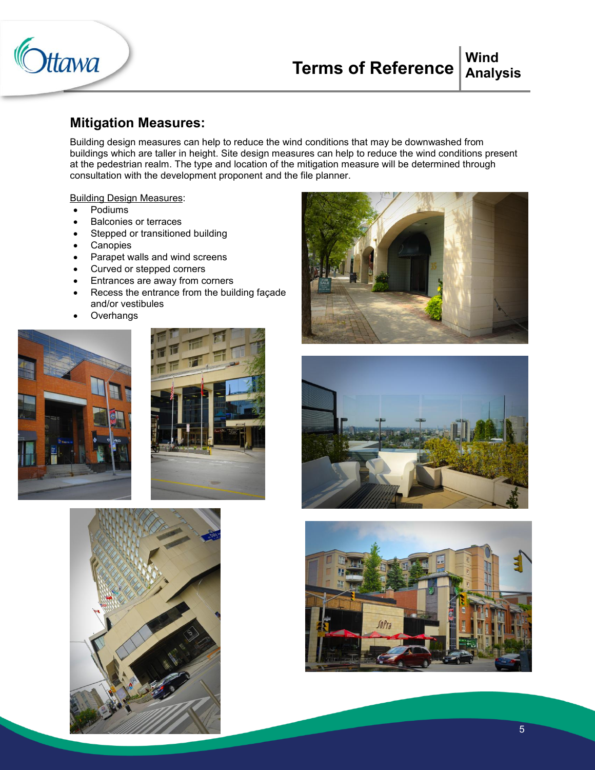## Mitigation Measures:

Building design measures can help to reduce the wind conditions that may be downwashed from buildings which are taller in height. Site design measures can help to reduce the wind conditions present at the pedestrian realm. The type and location of the mitigation measure will be determined through consultation with the development proponent and the file planner.

Building Design Measures:

- Podiums
- Balconies or terraces
- Stepped or transitioned building
- Canopies
- Parapet walls and wind screens
- Curved or stepped corners
- Entrances are away from corners
- Recess the entrance from the building façade and/or vestibules
- Overhangs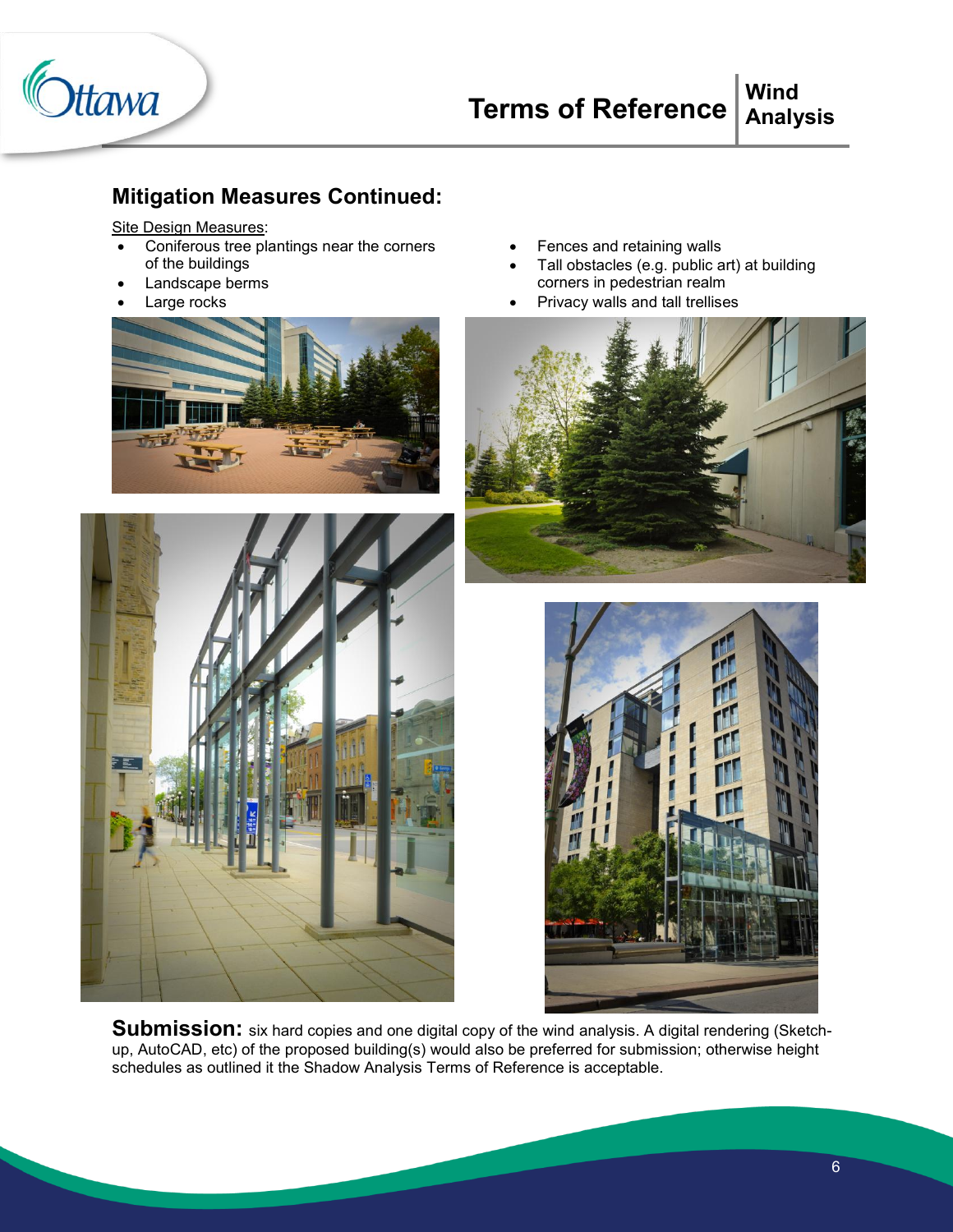## Mitigation Measures Continued:

Site Design Measures:

- Coniferous tree plantings near the corners of the buildings
- Landscape berms
- Large rocks
- Fences and retaining walls
- Tall obstacles (e.g. public art) at building corners in pedestrian realm
- Privacy walls and tall trellises

**Submission:** six hard copies and one digital copy of the wind analysis. A digital rendering (Sketch-up, AutoCAD, etc) of the proposed building(s) would also be preferred for submission; otherwise height schedules as outlined it the Shadow Analysis Terms of Reference is acceptable.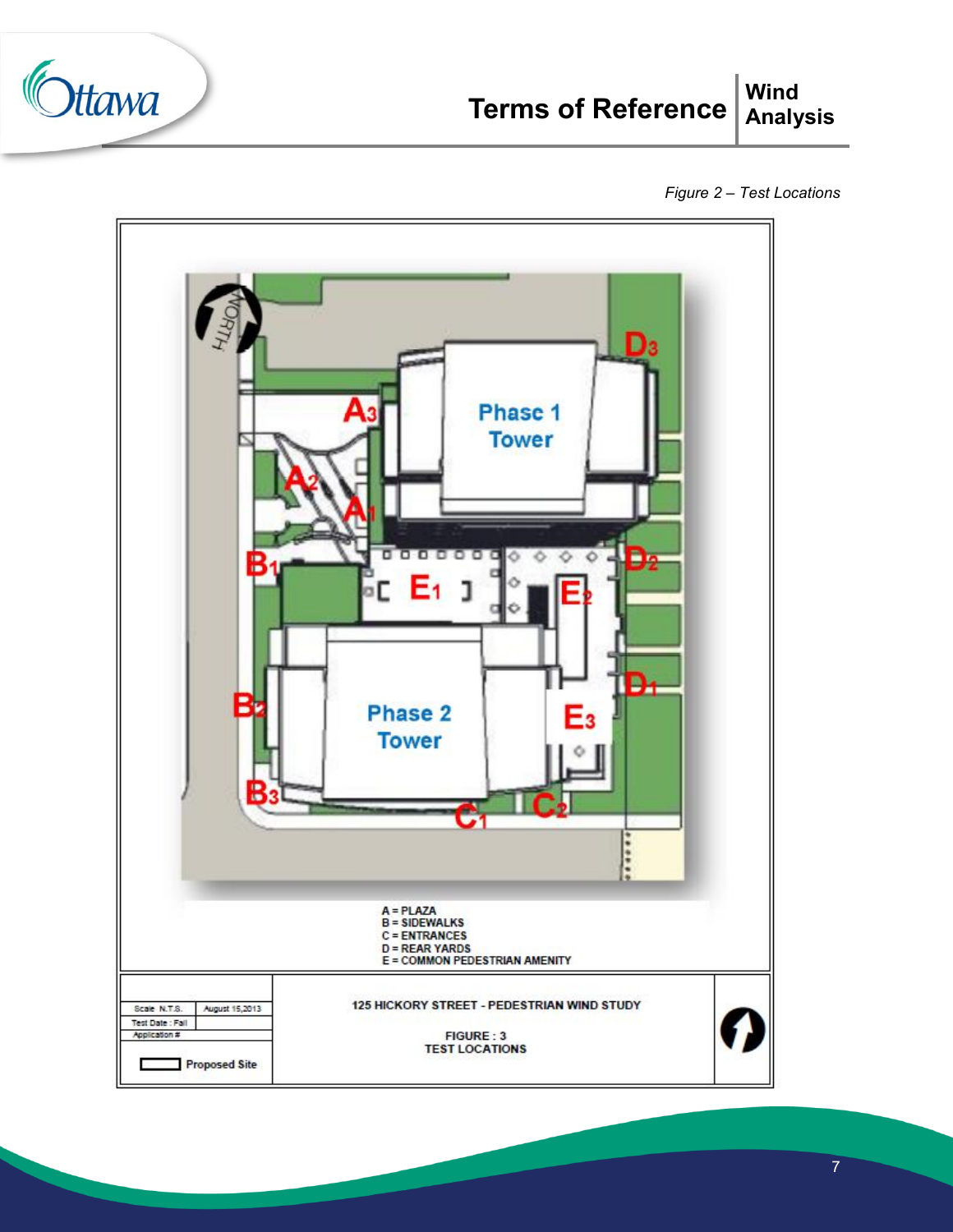*Figure 2 – Test Locations*

A = PLAZA
B = SIDEWALKS
C = ENTRANCES
D = REAR YARDS
E = COMMON PEDESTRIAN AMENITY

| Scale N.T.S. | August 15,2013 | 125 HICKORY STREET - PEDESTRIAN WIND STUDY |
|---|---|---|
| Test Date : Fall | | FIGURE : 3 |
| Application # | | TEST LOCATIONS |
| Proposed Site | | |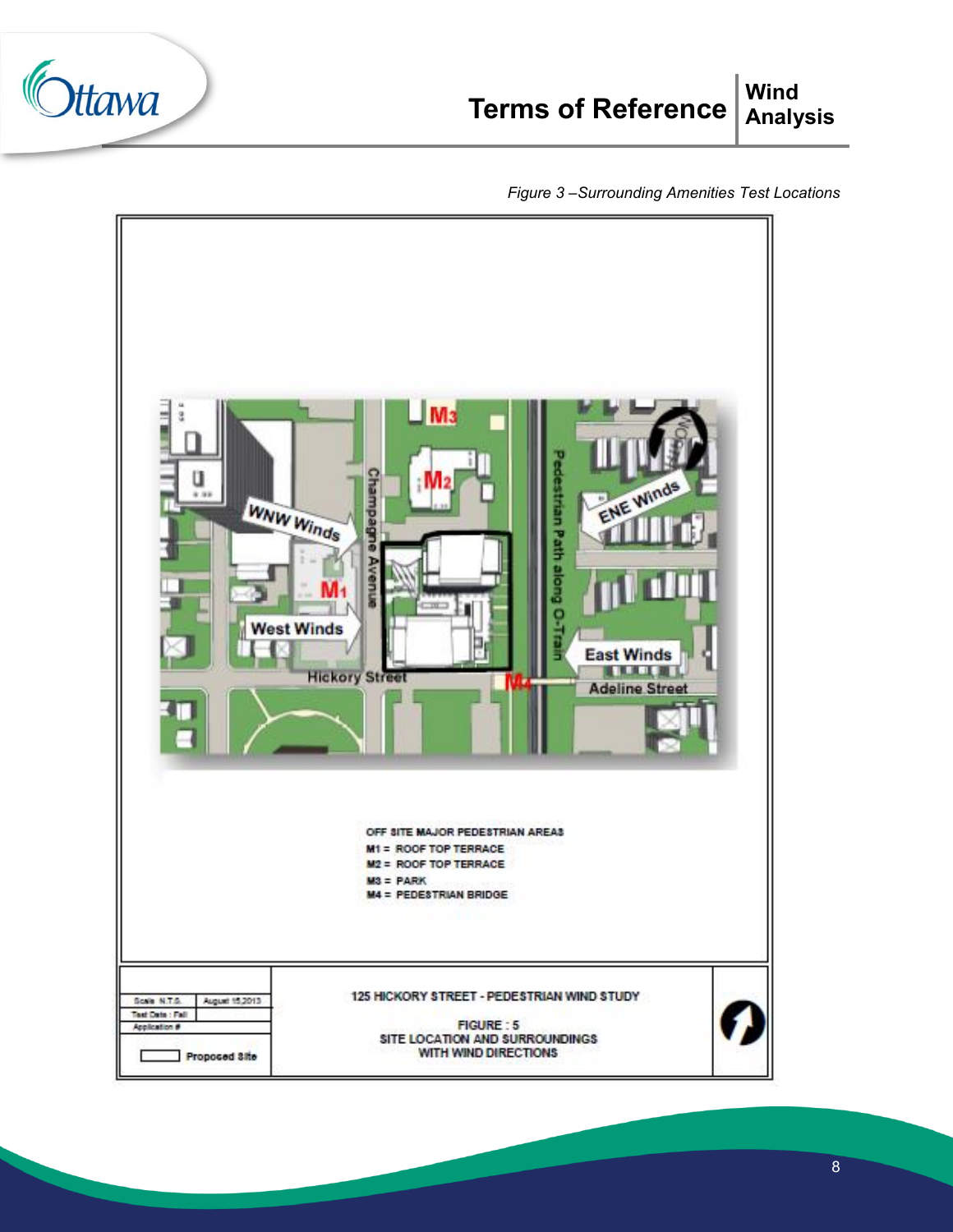*Figure 3 –Surrounding Amenities Test Locations*

WNW Winds

West Winds

ENE Winds

East Winds

Champagne Avenue

Pedestrian Path along O-Train

Hickory Street

Adeline Street

M1

M2

M3

M4

OFF SITE MAJOR PEDESTRIAN AREAS

M1 = ROOF TOP TERRACE

M2 = ROOF TOP TERRACE

M3 = PARK

M4 = PEDESTRIAN BRIDGE

| | |
|---|---|
| Scale N.T.S. | August 15,2013 |
| Test Date : Fall | |
| Application # | |

Proposed Site

125 HICKORY STREET - PEDESTRIAN WIND STUDY

FIGURE : 5

SITE LOCATION AND SURROUNDINGS WITH WIND DIRECTIONS